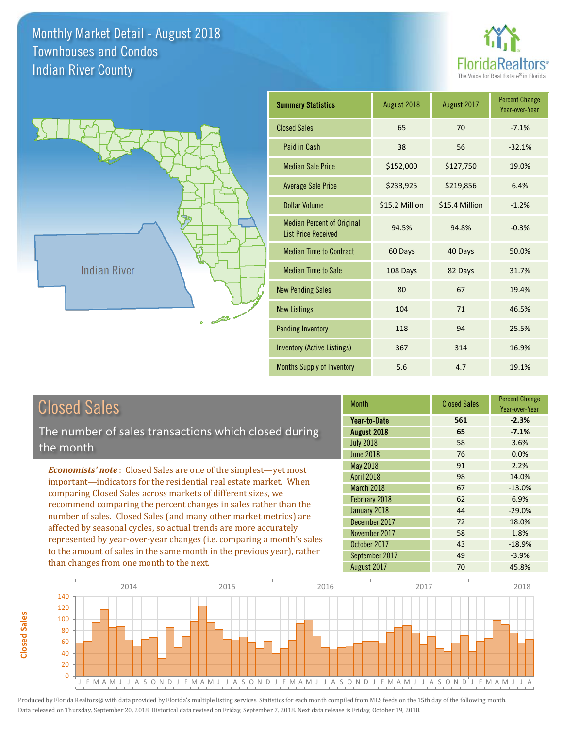# Monthly Market Detail - August 2018
## Townhouses and Condos
## Indian River County

FloridaRealtors® The Voice for Real Estate® in Florida

| Summary Statistics | August 2018 | August 2017 | Percent Change Year-over-Year |
|---|---|---|---|
| Closed Sales | 65 | 70 | -7.1% |
| Paid in Cash | 38 | 56 | -32.1% |
| Median Sale Price | $152,000 | $127,750 | 19.0% |
| Average Sale Price | $233,925 | $219,856 | 6.4% |
| Dollar Volume | $15.2 Million | $15.4 Million | -1.2% |
| Median Percent of Original List Price Received | 94.5% | 94.8% | -0.3% |
| Median Time to Contract | 60 Days | 40 Days | 50.0% |
| Median Time to Sale | 108 Days | 82 Days | 31.7% |
| New Pending Sales | 80 | 67 | 19.4% |
| New Listings | 104 | 71 | 46.5% |
| Pending Inventory | 118 | 94 | 25.5% |
| Inventory (Active Listings) | 367 | 314 | 16.9% |
| Months Supply of Inventory | 5.6 | 4.7 | 19.1% |

## Closed Sales

The number of sales transactions which closed during the month

*Economists' note*: Closed Sales are one of the simplest—yet most important—indicators for the residential real estate market. When comparing Closed Sales across markets of different sizes, we recommend comparing the percent changes in sales rather than the number of sales. Closed Sales (and many other market metrics) are affected by seasonal cycles, so actual trends are more accurately represented by year-over-year changes (i.e. comparing a month's sales to the amount of sales in the same month in the previous year), rather than changes from one month to the next.

| Month | Closed Sales | Percent Change Year-over-Year |
|---|---|---|
| **Year-to-Date** | **561** | **-2.3%** |
| **August 2018** | **65** | **-7.1%** |
| July 2018 | 58 | 3.6% |
| June 2018 | 76 | 0.0% |
| May 2018 | 91 | 2.2% |
| April 2018 | 98 | 14.0% |
| March 2018 | 67 | -13.0% |
| February 2018 | 62 | 6.9% |
| January 2018 | 44 | -29.0% |
| December 2017 | 72 | 18.0% |
| November 2017 | 58 | 1.8% |
| October 2017 | 43 | -18.9% |
| September 2017 | 49 | -3.9% |
| August 2017 | 70 | 45.8% |

Produced by Florida Realtors® with data provided by Florida's multiple listing services. Statistics for each month compiled from MLS feeds on the 15th day of the following month. Data released on Thursday, September 20, 2018. Historical data revised on Friday, September 7, 2018. Next data release is Friday, October 19, 2018.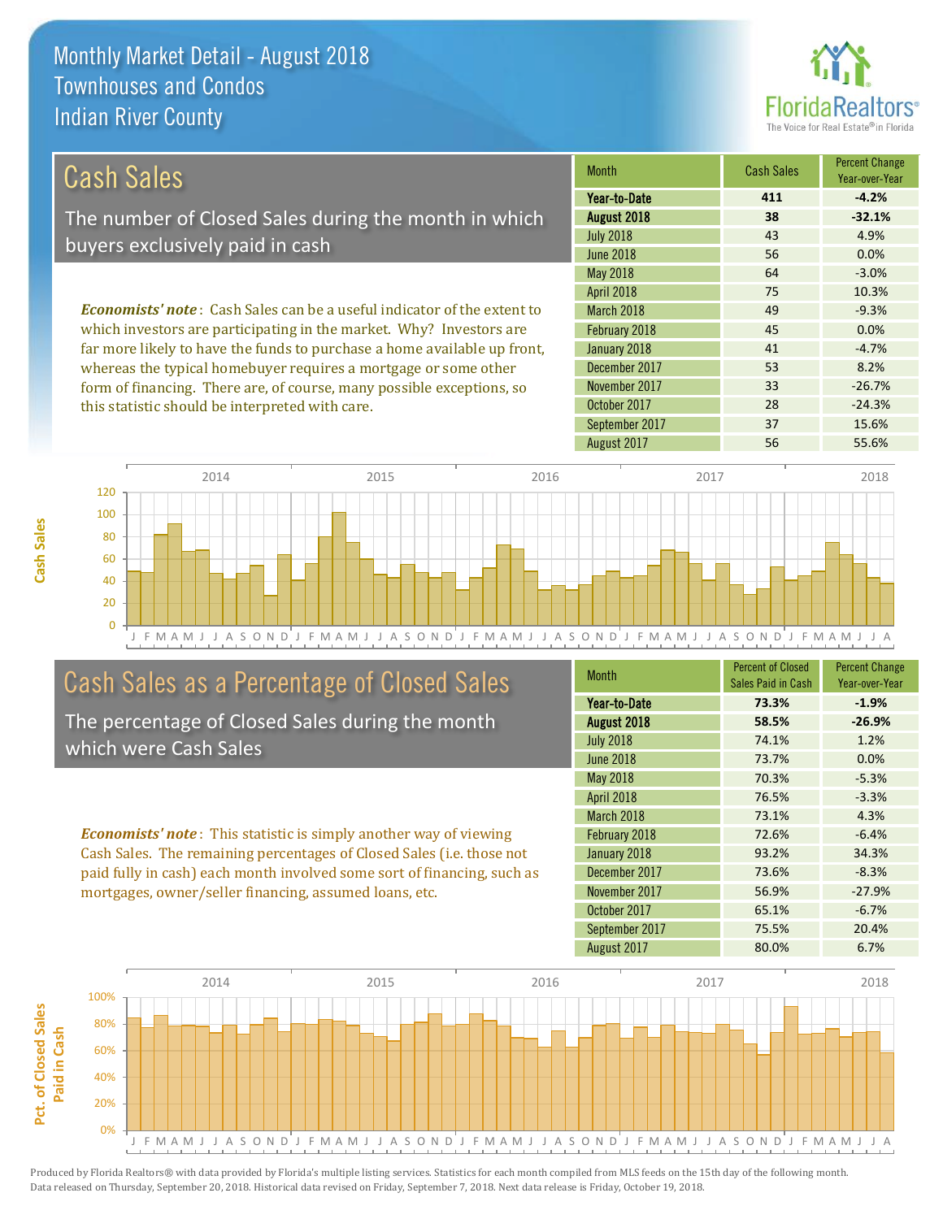# Monthly Market Detail - August 2018
## Townhouses and Condos
## Indian River County

## Cash Sales

The number of Closed Sales during the month in which buyers exclusively paid in cash

*Economists' note*: Cash Sales can be a useful indicator of the extent to which investors are participating in the market. Why? Investors are far more likely to have the funds to purchase a home available up front, whereas the typical homebuyer requires a mortgage or some other form of financing. There are, of course, many possible exceptions, so this statistic should be interpreted with care.

| Month | Cash Sales | Percent Change Year-over-Year |
|---|---|---|
| **Year-to-Date** | **411** | **-4.2%** |
| **August 2018** | **38** | **-32.1%** |
| July 2018 | 43 | 4.9% |
| June 2018 | 56 | 0.0% |
| May 2018 | 64 | -3.0% |
| April 2018 | 75 | 10.3% |
| March 2018 | 49 | -9.3% |
| February 2018 | 45 | 0.0% |
| January 2018 | 41 | -4.7% |
| December 2017 | 53 | 8.2% |
| November 2017 | 33 | -26.7% |
| October 2017 | 28 | -24.3% |
| September 2017 | 37 | 15.6% |
| August 2017 | 56 | 55.6% |

## Cash Sales as a Percentage of Closed Sales

The percentage of Closed Sales during the month which were Cash Sales

*Economists' note*: This statistic is simply another way of viewing Cash Sales. The remaining percentages of Closed Sales (i.e. those not paid fully in cash) each month involved some sort of financing, such as mortgages, owner/seller financing, assumed loans, etc.

| Month | Percent of Closed Sales Paid in Cash | Percent Change Year-over-Year |
|---|---|---|
| **Year-to-Date** | **73.3%** | **-1.9%** |
| **August 2018** | **58.5%** | **-26.9%** |
| July 2018 | 74.1% | 1.2% |
| June 2018 | 73.7% | 0.0% |
| May 2018 | 70.3% | -5.3% |
| April 2018 | 76.5% | -3.3% |
| March 2018 | 73.1% | 4.3% |
| February 2018 | 72.6% | -6.4% |
| January 2018 | 93.2% | 34.3% |
| December 2017 | 73.6% | -8.3% |
| November 2017 | 56.9% | -27.9% |
| October 2017 | 65.1% | -6.7% |
| September 2017 | 75.5% | 20.4% |
| August 2017 | 80.0% | 6.7% |

Produced by Florida Realtors® with data provided by Florida's multiple listing services. Statistics for each month compiled from MLS feeds on the 15th day of the following month. Data released on Thursday, September 20, 2018. Historical data revised on Friday, September 7, 2018. Next data release is Friday, October 19, 2018.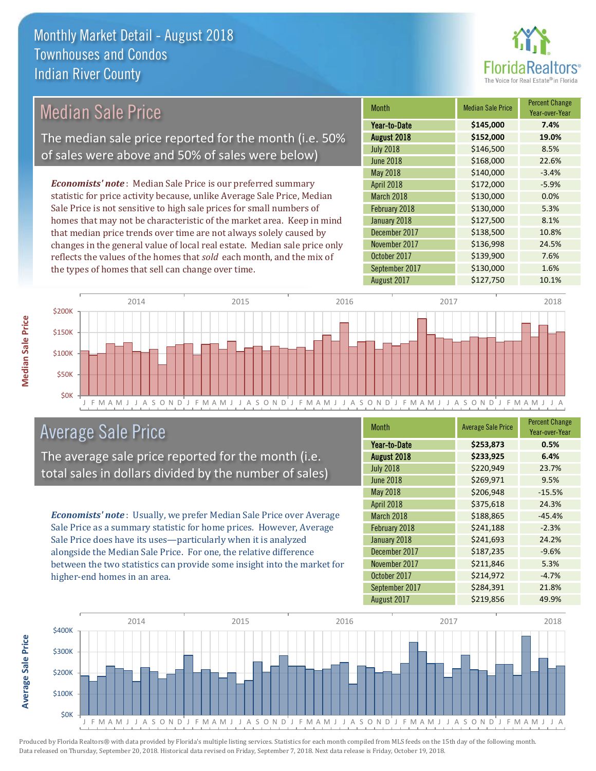# Monthly Market Detail - August 2018
## Townhouses and Condos
## Indian River County

## Median Sale Price

The median sale price reported for the month (i.e. 50% of sales were above and 50% of sales were below)

*Economists' note*: Median Sale Price is our preferred summary statistic for price activity because, unlike Average Sale Price, Median Sale Price is not sensitive to high sale prices for small numbers of homes that may not be characteristic of the market area. Keep in mind that median price trends over time are not always solely caused by changes in the general value of local real estate. Median sale price only reflects the values of the homes that *sold* each month, and the mix of the types of homes that sell can change over time.

| Month | Median Sale Price | Percent Change Year-over-Year |
|---|---|---|
| **Year-to-Date** | **$145,000** | **7.4%** |
| **August 2018** | **$152,000** | **19.0%** |
| July 2018 | $146,500 | 8.5% |
| June 2018 | $168,000 | 22.6% |
| May 2018 | $140,000 | -3.4% |
| April 2018 | $172,000 | -5.9% |
| March 2018 | $130,000 | 0.0% |
| February 2018 | $130,000 | 5.3% |
| January 2018 | $127,500 | 8.1% |
| December 2017 | $138,500 | 10.8% |
| November 2017 | $136,998 | 24.5% |
| October 2017 | $139,900 | 7.6% |
| September 2017 | $130,000 | 1.6% |
| August 2017 | $127,750 | 10.1% |

## Average Sale Price

The average sale price reported for the month (i.e. total sales in dollars divided by the number of sales)

*Economists' note*: Usually, we prefer Median Sale Price over Average Sale Price as a summary statistic for home prices. However, Average Sale Price does have its uses—particularly when it is analyzed alongside the Median Sale Price. For one, the relative difference between the two statistics can provide some insight into the market for higher-end homes in an area.

| Month | Average Sale Price | Percent Change Year-over-Year |
|---|---|---|
| **Year-to-Date** | **$253,873** | **0.5%** |
| **August 2018** | **$233,925** | **6.4%** |
| July 2018 | $220,949 | 23.7% |
| June 2018 | $269,971 | 9.5% |
| May 2018 | $206,948 | -15.5% |
| April 2018 | $375,618 | 24.3% |
| March 2018 | $188,865 | -45.4% |
| February 2018 | $241,188 | -2.3% |
| January 2018 | $241,693 | 24.2% |
| December 2017 | $187,235 | -9.6% |
| November 2017 | $211,846 | 5.3% |
| October 2017 | $214,972 | -4.7% |
| September 2017 | $284,391 | 21.8% |
| August 2017 | $219,856 | 49.9% |

Produced by Florida Realtors® with data provided by Florida's multiple listing services. Statistics for each month compiled from MLS feeds on the 15th day of the following month. Data released on Thursday, September 20, 2018. Historical data revised on Friday, September 7, 2018. Next data release is Friday, October 19, 2018.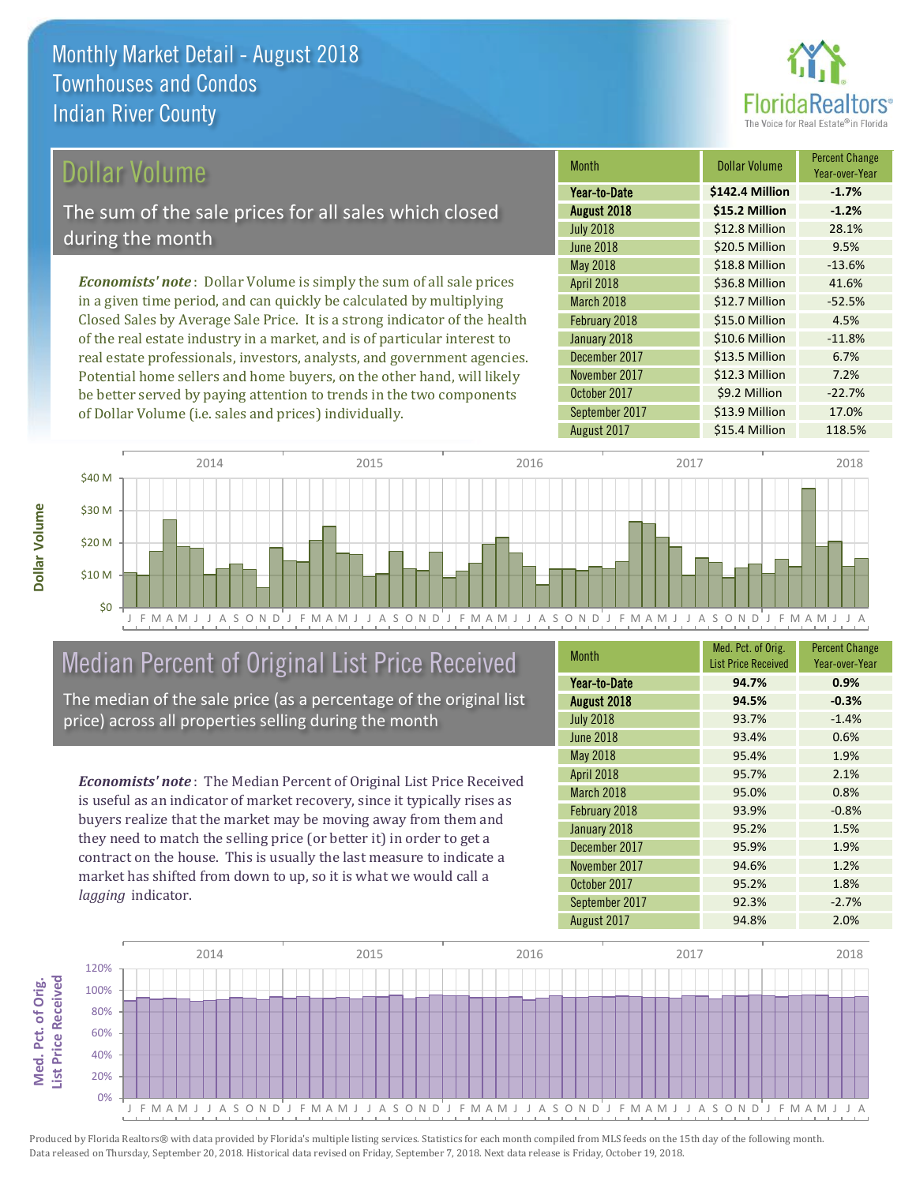# Monthly Market Detail - August 2018
## Townhouses and Condos
## Indian River County

## Dollar Volume

The sum of the sale prices for all sales which closed during the month

*Economists' note*: Dollar Volume is simply the sum of all sale prices in a given time period, and can quickly be calculated by multiplying Closed Sales by Average Sale Price. It is a strong indicator of the health of the real estate industry in a market, and is of particular interest to real estate professionals, investors, analysts, and government agencies. Potential home sellers and home buyers, on the other hand, will likely be better served by paying attention to trends in the two components of Dollar Volume (i.e. sales and prices) individually.

| Month | Dollar Volume | Percent Change Year-over-Year |
|---|---|---|
| **Year-to-Date** | **$142.4 Million** | **-1.7%** |
| **August 2018** | **$15.2 Million** | **-1.2%** |
| July 2018 | $12.8 Million | 28.1% |
| June 2018 | $20.5 Million | 9.5% |
| May 2018 | $18.8 Million | -13.6% |
| April 2018 | $36.8 Million | 41.6% |
| March 2018 | $12.7 Million | -52.5% |
| February 2018 | $15.0 Million | 4.5% |
| January 2018 | $10.6 Million | -11.8% |
| December 2017 | $13.5 Million | 6.7% |
| November 2017 | $12.3 Million | 7.2% |
| October 2017 | $9.2 Million | -22.7% |
| September 2017 | $13.9 Million | 17.0% |
| August 2017 | $15.4 Million | 118.5% |

## Median Percent of Original List Price Received

The median of the sale price (as a percentage of the original list price) across all properties selling during the month

*Economists' note*: The Median Percent of Original List Price Received is useful as an indicator of market recovery, since it typically rises as buyers realize that the market may be moving away from them and they need to match the selling price (or better it) in order to get a contract on the house. This is usually the last measure to indicate a market has shifted from down to up, so it is what we would call a *lagging* indicator.

| Month | Med. Pct. of Orig. List Price Received | Percent Change Year-over-Year |
|---|---|---|
| **Year-to-Date** | **94.7%** | **0.9%** |
| **August 2018** | **94.5%** | **-0.3%** |
| July 2018 | 93.7% | -1.4% |
| June 2018 | 93.4% | 0.6% |
| May 2018 | 95.4% | 1.9% |
| April 2018 | 95.7% | 2.1% |
| March 2018 | 95.0% | 0.8% |
| February 2018 | 93.9% | -0.8% |
| January 2018 | 95.2% | 1.5% |
| December 2017 | 95.9% | 1.9% |
| November 2017 | 94.6% | 1.2% |
| October 2017 | 95.2% | 1.8% |
| September 2017 | 92.3% | -2.7% |
| August 2017 | 94.8% | 2.0% |

Produced by Florida Realtors® with data provided by Florida's multiple listing services. Statistics for each month compiled from MLS feeds on the 15th day of the following month. Data released on Thursday, September 20, 2018. Historical data revised on Friday, September 7, 2018. Next data release is Friday, October 19, 2018.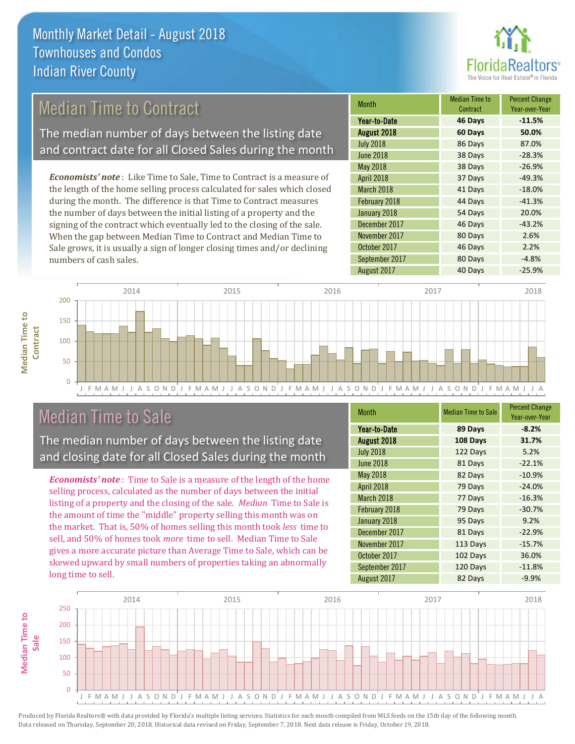# Monthly Market Detail - August 2018
## Townhouses and Condos
## Indian River County

## Median Time to Contract

The median number of days between the listing date and contract date for all Closed Sales during the month

*Economists' note*: Like Time to Sale, Time to Contract is a measure of the length of the home selling process calculated for sales which closed during the month. The difference is that Time to Contract measures the number of days between the initial listing of a property and the signing of the contract which eventually led to the closing of the sale. When the gap between Median Time to Contract and Median Time to Sale grows, it is usually a sign of longer closing times and/or declining numbers of cash sales.

| Month | Median Time to Contract | Percent Change Year-over-Year |
|---|---|---|
| **Year-to-Date** | **46 Days** | **-11.5%** |
| **August 2018** | **60 Days** | **50.0%** |
| July 2018 | 86 Days | 87.0% |
| June 2018 | 38 Days | -28.3% |
| May 2018 | 38 Days | -26.9% |
| April 2018 | 37 Days | -49.3% |
| March 2018 | 41 Days | -18.0% |
| February 2018 | 44 Days | -41.3% |
| January 2018 | 54 Days | 20.0% |
| December 2017 | 46 Days | -43.2% |
| November 2017 | 80 Days | 2.6% |
| October 2017 | 46 Days | 2.2% |
| September 2017 | 80 Days | -4.8% |
| August 2017 | 40 Days | -25.9% |

## Median Time to Sale

The median number of days between the listing date and closing date for all Closed Sales during the month

*Economists' note*: Time to Sale is a measure of the length of the home selling process, calculated as the number of days between the initial listing of a property and the closing of the sale. *Median* Time to Sale is the amount of time the "middle" property selling this month was on the market. That is, 50% of homes selling this month took *less* time to sell, and 50% of homes took *more* time to sell. Median Time to Sale gives a more accurate picture than Average Time to Sale, which can be skewed upward by small numbers of properties taking an abnormally long time to sell.

| Month | Median Time to Sale | Percent Change Year-over-Year |
|---|---|---|
| **Year-to-Date** | **89 Days** | **-8.2%** |
| **August 2018** | **108 Days** | **31.7%** |
| July 2018 | 122 Days | 5.2% |
| June 2018 | 81 Days | -22.1% |
| May 2018 | 82 Days | -10.9% |
| April 2018 | 79 Days | -24.0% |
| March 2018 | 77 Days | -16.3% |
| February 2018 | 79 Days | -30.7% |
| January 2018 | 95 Days | 9.2% |
| December 2017 | 81 Days | -22.9% |
| November 2017 | 113 Days | -15.7% |
| October 2017 | 102 Days | 36.0% |
| September 2017 | 120 Days | -11.8% |
| August 2017 | 82 Days | -9.9% |

Produced by Florida Realtors® with data provided by Florida's multiple listing services. Statistics for each month compiled from MLS feeds on the 15th day of the following month. Data released on Thursday, September 20, 2018. Historical data revised on Friday, September 7, 2018. Next data release is Friday, October 19, 2018.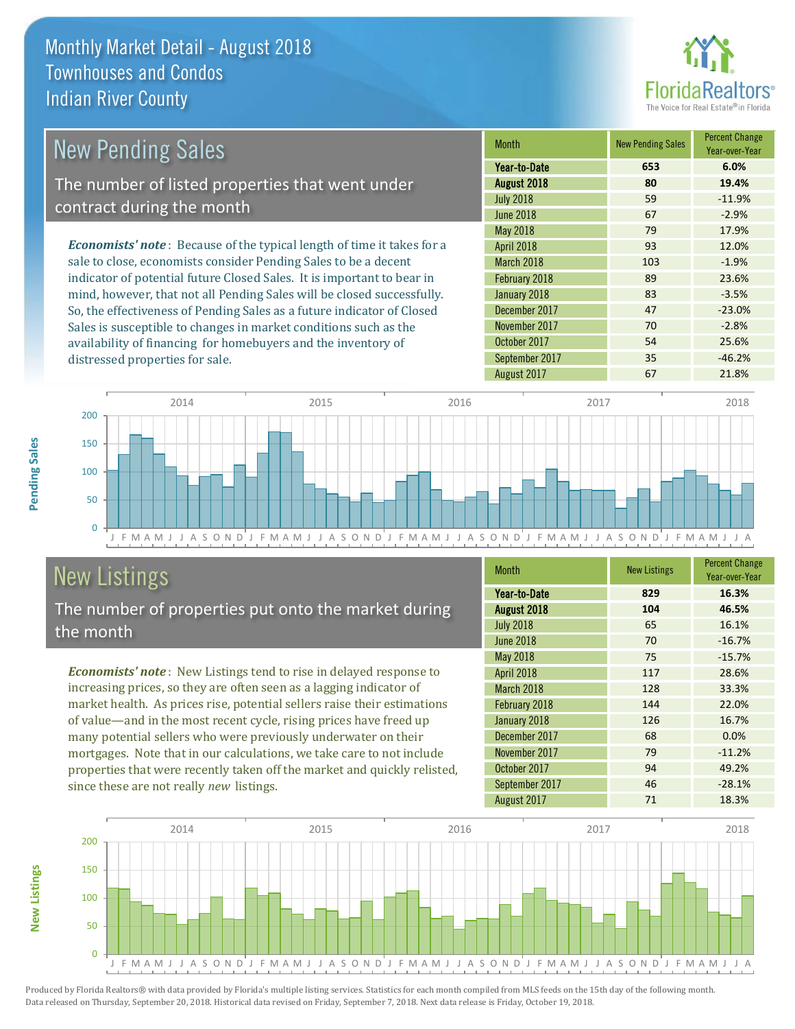# Monthly Market Detail - August 2018
## Townhouses and Condos
## Indian River County

## New Pending Sales

The number of listed properties that went under contract during the month

***Economists' note***: Because of the typical length of time it takes for a sale to close, economists consider Pending Sales to be a decent indicator of potential future Closed Sales. It is important to bear in mind, however, that not all Pending Sales will be closed successfully. So, the effectiveness of Pending Sales as a future indicator of Closed Sales is susceptible to changes in market conditions such as the availability of financing for homebuyers and the inventory of distressed properties for sale.

| Month | New Pending Sales | Percent Change Year-over-Year |
|---|---|---|
| **Year-to-Date** | **653** | **6.0%** |
| **August 2018** | **80** | **19.4%** |
| July 2018 | 59 | -11.9% |
| June 2018 | 67 | -2.9% |
| May 2018 | 79 | 17.9% |
| April 2018 | 93 | 12.0% |
| March 2018 | 103 | -1.9% |
| February 2018 | 89 | 23.6% |
| January 2018 | 83 | -3.5% |
| December 2017 | 47 | -23.0% |
| November 2017 | 70 | -2.8% |
| October 2017 | 54 | 25.6% |
| September 2017 | 35 | -46.2% |
| August 2017 | 67 | 21.8% |

## New Listings

The number of properties put onto the market during the month

***Economists' note***: New Listings tend to rise in delayed response to increasing prices, so they are often seen as a lagging indicator of market health. As prices rise, potential sellers raise their estimations of value—and in the most recent cycle, rising prices have freed up many potential sellers who were previously underwater on their mortgages. Note that in our calculations, we take care to not include properties that were recently taken off the market and quickly relisted, since these are not really *new* listings.

| Month | New Listings | Percent Change Year-over-Year |
|---|---|---|
| **Year-to-Date** | **829** | **16.3%** |
| **August 2018** | **104** | **46.5%** |
| July 2018 | 65 | 16.1% |
| June 2018 | 70 | -16.7% |
| May 2018 | 75 | -15.7% |
| April 2018 | 117 | 28.6% |
| March 2018 | 128 | 33.3% |
| February 2018 | 144 | 22.0% |
| January 2018 | 126 | 16.7% |
| December 2017 | 68 | 0.0% |
| November 2017 | 79 | -11.2% |
| October 2017 | 94 | 49.2% |
| September 2017 | 46 | -28.1% |
| August 2017 | 71 | 18.3% |

Produced by Florida Realtors® with data provided by Florida's multiple listing services. Statistics for each month compiled from MLS feeds on the 15th day of the following month. Data released on Thursday, September 20, 2018. Historical data revised on Friday, September 7, 2018. Next data release is Friday, October 19, 2018.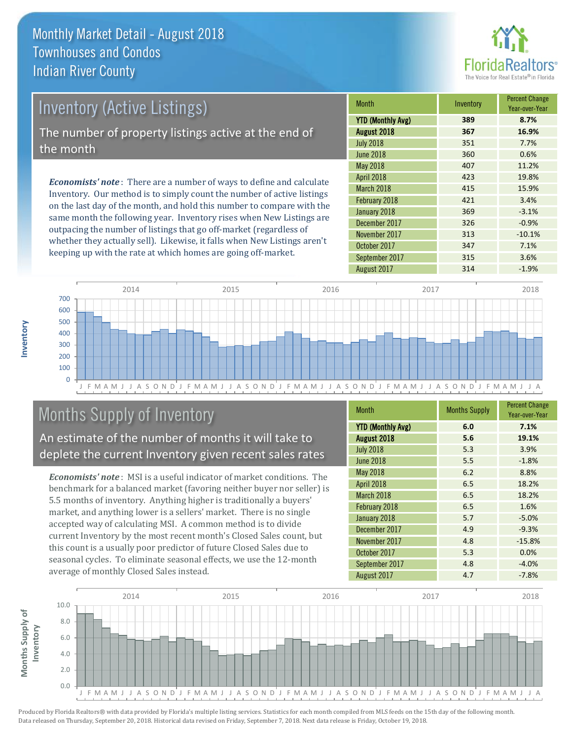# Monthly Market Detail - August 2018
## Townhouses and Condos
## Indian River County

## Inventory (Active Listings)

The number of property listings active at the end of the month

*Economists' note*: There are a number of ways to define and calculate Inventory. Our method is to simply count the number of active listings on the last day of the month, and hold this number to compare with the same month the following year. Inventory rises when New Listings are outpacing the number of listings that go off-market (regardless of whether they actually sell). Likewise, it falls when New Listings aren't keeping up with the rate at which homes are going off-market.

| Month | Inventory | Percent Change Year-over-Year |
|---|---|---|
| **YTD (Monthly Avg)** | **389** | **8.7%** |
| **August 2018** | **367** | **16.9%** |
| July 2018 | 351 | 7.7% |
| June 2018 | 360 | 0.6% |
| May 2018 | 407 | 11.2% |
| April 2018 | 423 | 19.8% |
| March 2018 | 415 | 15.9% |
| February 2018 | 421 | 3.4% |
| January 2018 | 369 | -3.1% |
| December 2017 | 326 | -0.9% |
| November 2017 | 313 | -10.1% |
| October 2017 | 347 | 7.1% |
| September 2017 | 315 | 3.6% |
| August 2017 | 314 | -1.9% |

## Months Supply of Inventory

An estimate of the number of months it will take to deplete the current Inventory given recent sales rates

*Economists' note*: MSI is a useful indicator of market conditions. The benchmark for a balanced market (favoring neither buyer nor seller) is 5.5 months of inventory. Anything higher is traditionally a buyers' market, and anything lower is a sellers' market. There is no single accepted way of calculating MSI. A common method is to divide current Inventory by the most recent month's Closed Sales count, but this count is a usually poor predictor of future Closed Sales due to seasonal cycles. To eliminate seasonal effects, we use the 12-month average of monthly Closed Sales instead.

| Month | Months Supply | Percent Change Year-over-Year |
|---|---|---|
| **YTD (Monthly Avg)** | **6.0** | **7.1%** |
| **August 2018** | **5.6** | **19.1%** |
| July 2018 | 5.3 | 3.9% |
| June 2018 | 5.5 | -1.8% |
| May 2018 | 6.2 | 8.8% |
| April 2018 | 6.5 | 18.2% |
| March 2018 | 6.5 | 18.2% |
| February 2018 | 6.5 | 1.6% |
| January 2018 | 5.7 | -5.0% |
| December 2017 | 4.9 | -9.3% |
| November 2017 | 4.8 | -15.8% |
| October 2017 | 5.3 | 0.0% |
| September 2017 | 4.8 | -4.0% |
| August 2017 | 4.7 | -7.8% |

Produced by Florida Realtors® with data provided by Florida's multiple listing services. Statistics for each month compiled from MLS feeds on the 15th day of the following month. Data released on Thursday, September 20, 2018. Historical data revised on Friday, September 7, 2018. Next data release is Friday, October 19, 2018.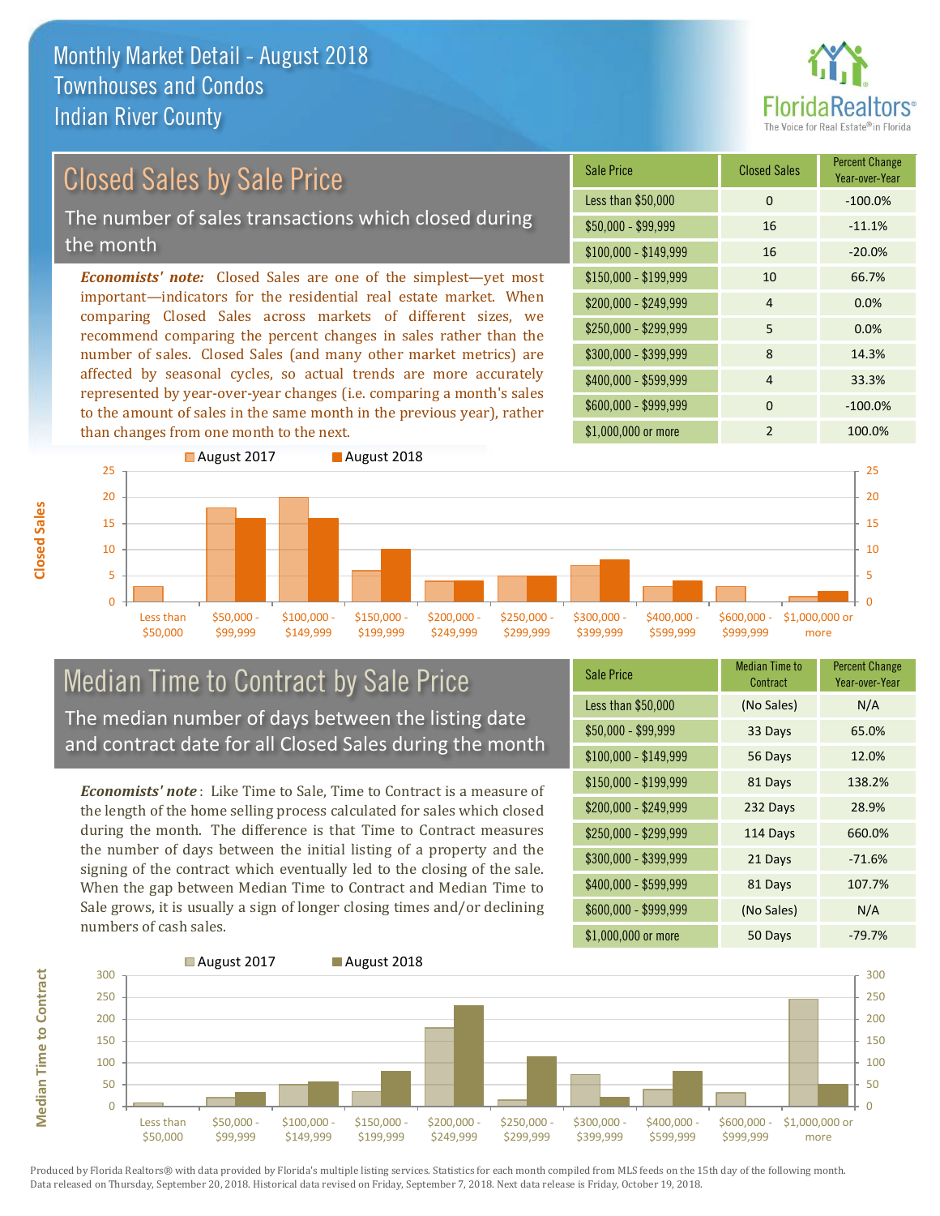# Monthly Market Detail - August 2018
## Townhouses and Condos
## Indian River County

## Closed Sales by Sale Price

The number of sales transactions which closed during the month

***Economists' note:*** Closed Sales are one of the simplest—yet most important—indicators for the residential real estate market. When comparing Closed Sales across markets of different sizes, we recommend comparing the percent changes in sales rather than the number of sales. Closed Sales (and many other market metrics) are affected by seasonal cycles, so actual trends are more accurately represented by year-over-year changes (i.e. comparing a month's sales to the amount of sales in the same month in the previous year), rather than changes from one month to the next.

| Sale Price | Closed Sales | Percent Change Year-over-Year |
|---|---|---|
| Less than $50,000 | 0 | -100.0% |
| $50,000 - $99,999 | 16 | -11.1% |
| $100,000 - $149,999 | 16 | -20.0% |
| $150,000 - $199,999 | 10 | 66.7% |
| $200,000 - $249,999 | 4 | 0.0% |
| $250,000 - $299,999 | 5 | 0.0% |
| $300,000 - $399,999 | 8 | 14.3% |
| $400,000 - $599,999 | 4 | 33.3% |
| $600,000 - $999,999 | 0 | -100.0% |
| $1,000,000 or more | 2 | 100.0% |

## Median Time to Contract by Sale Price

The median number of days between the listing date and contract date for all Closed Sales during the month

***Economists' note*** : Like Time to Sale, Time to Contract is a measure of the length of the home selling process calculated for sales which closed during the month. The difference is that Time to Contract measures the number of days between the initial listing of a property and the signing of the contract which eventually led to the closing of the sale. When the gap between Median Time to Contract and Median Time to Sale grows, it is usually a sign of longer closing times and/or declining numbers of cash sales.

| Sale Price | Median Time to Contract | Percent Change Year-over-Year |
|---|---|---|
| Less than $50,000 | (No Sales) | N/A |
| $50,000 - $99,999 | 33 Days | 65.0% |
| $100,000 - $149,999 | 56 Days | 12.0% |
| $150,000 - $199,999 | 81 Days | 138.2% |
| $200,000 - $249,999 | 232 Days | 28.9% |
| $250,000 - $299,999 | 114 Days | 660.0% |
| $300,000 - $399,999 | 21 Days | -71.6% |
| $400,000 - $599,999 | 81 Days | 107.7% |
| $600,000 - $999,999 | (No Sales) | N/A |
| $1,000,000 or more | 50 Days | -79.7% |

Produced by Florida Realtors® with data provided by Florida's multiple listing services. Statistics for each month compiled from MLS feeds on the 15th day of the following month. Data released on Thursday, September 20, 2018. Historical data revised on Friday, September 7, 2018. Next data release is Friday, October 19, 2018.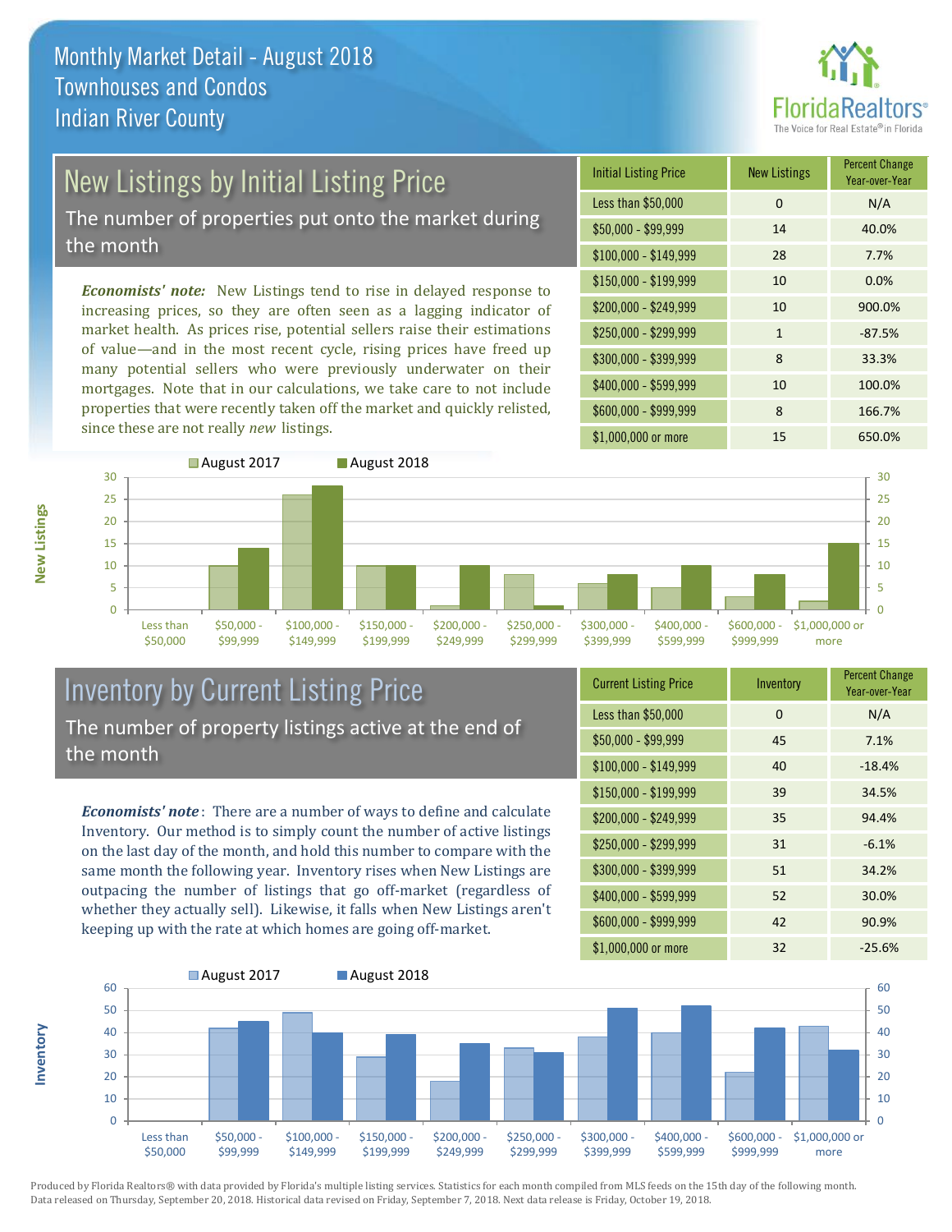# Monthly Market Detail - August 2018
## Townhouses and Condos
## Indian River County

## New Listings by Initial Listing Price

The number of properties put onto the market during the month

*Economists' note:* New Listings tend to rise in delayed response to increasing prices, so they are often seen as a lagging indicator of market health. As prices rise, potential sellers raise their estimations of value—and in the most recent cycle, rising prices have freed up many potential sellers who were previously underwater on their mortgages. Note that in our calculations, we take care to not include properties that were recently taken off the market and quickly relisted, since these are not really *new* listings.

| Initial Listing Price | New Listings | Percent Change Year-over-Year |
|---|---|---|
| Less than $50,000 | 0 | N/A |
| $50,000 - $99,999 | 14 | 40.0% |
| $100,000 - $149,999 | 28 | 7.7% |
| $150,000 - $199,999 | 10 | 0.0% |
| $200,000 - $249,999 | 10 | 900.0% |
| $250,000 - $299,999 | 1 | -87.5% |
| $300,000 - $399,999 | 8 | 33.3% |
| $400,000 - $599,999 | 10 | 100.0% |
| $600,000 - $999,999 | 8 | 166.7% |
| $1,000,000 or more | 15 | 650.0% |

## Inventory by Current Listing Price

The number of property listings active at the end of the month

*Economists' note*: There are a number of ways to define and calculate Inventory. Our method is to simply count the number of active listings on the last day of the month, and hold this number to compare with the same month the following year. Inventory rises when New Listings are outpacing the number of listings that go off-market (regardless of whether they actually sell). Likewise, it falls when New Listings aren't keeping up with the rate at which homes are going off-market.

| Current Listing Price | Inventory | Percent Change Year-over-Year |
|---|---|---|
| Less than $50,000 | 0 | N/A |
| $50,000 - $99,999 | 45 | 7.1% |
| $100,000 - $149,999 | 40 | -18.4% |
| $150,000 - $199,999 | 39 | 34.5% |
| $200,000 - $249,999 | 35 | 94.4% |
| $250,000 - $299,999 | 31 | -6.1% |
| $300,000 - $399,999 | 51 | 34.2% |
| $400,000 - $599,999 | 52 | 30.0% |
| $600,000 - $999,999 | 42 | 90.9% |
| $1,000,000 or more | 32 | -25.6% |

Produced by Florida Realtors® with data provided by Florida's multiple listing services. Statistics for each month compiled from MLS feeds on the 15th day of the following month. Data released on Thursday, September 20, 2018. Historical data revised on Friday, September 7, 2018. Next data release is Friday, October 19, 2018.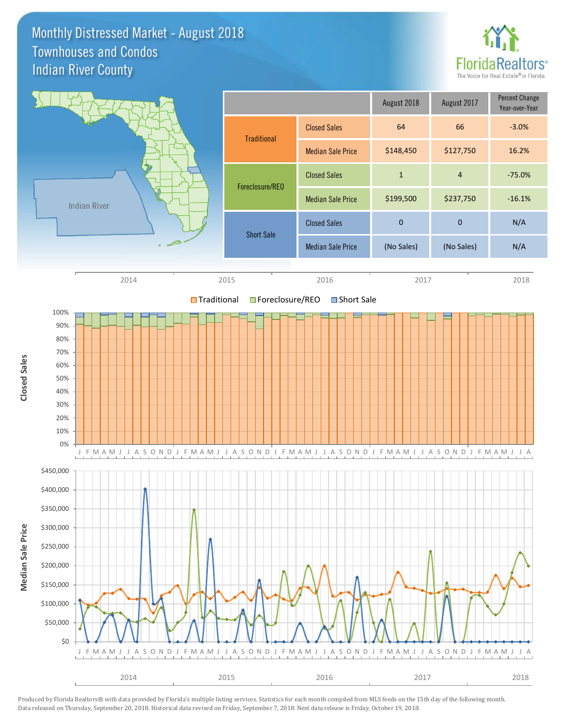# Monthly Distressed Market - August 2018
## Townhouses and Condos
## Indian River County

FloridaRealtors®
The Voice for Real Estate® in Florida

Indian River

| | | August 2018 | August 2017 | Percent Change Year-over-Year |
|---|---|---|---|---|
| Traditional | Closed Sales | 64 | 66 | -3.0% |
| | Median Sale Price | $148,450 | $127,750 | 16.2% |
| Foreclosure/REO | Closed Sales | 1 | 4 | -75.0% |
| | Median Sale Price | $199,500 | $237,750 | -16.1% |
| Short Sale | Closed Sales | 0 | 0 | N/A |
| | Median Sale Price | (No Sales) | (No Sales) | N/A |

2014 2015 2016 2017 2018

Traditional Foreclosure/REO Short Sale

Closed Sales

100% 90% 80% 70% 60% 50% 40% 30% 20% 10% 0%

J F M A M J J A S O N D J F M A M J J A S O N D J F M A M J J A S O N D J F M A M J J A S O N D J F M A M J J A

Median Sale Price

$450,000 $400,000 $350,000 $300,000 $250,000 $200,000 $150,000 $100,000 $50,000 $0

J F M A M J J A S O N D J F M A M J J A S O N D J F M A M J J A S O N D J F M A M J J A S O N D J F M A M J J A

2014 2015 2016 2017 2018

Produced by Florida Realtors® with data provided by Florida's multiple listing services. Statistics for each month compiled from MLS feeds on the 15th day of the following month. Data released on Thursday, September 20, 2018. Historical data revised on Friday, September 7, 2018. Next data release is Friday, October 19, 2018.